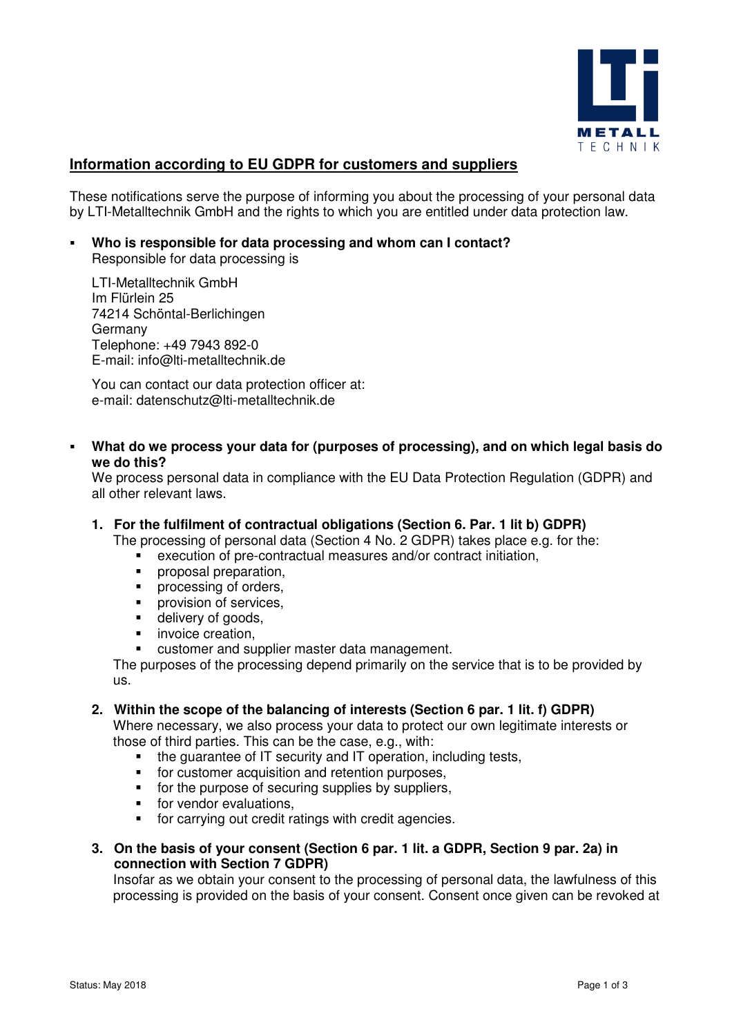# Information according to EU GDPR for customers and suppliers

These notifications serve the purpose of informing you about the processing of your personal data by LTI-Metalltechnik GmbH and the rights to which you are entitled under data protection law.

- **Who is responsible for data processing and whom can I contact?**
  Responsible for data processing is

  LTI-Metalltechnik GmbH
  Im Flürlein 25
  74214 Schöntal-Berlichingen
  Germany
  Telephone: +49 7943 892-0
  E-mail: info@lti-metalltechnik.de

  You can contact our data protection officer at:
  e-mail: datenschutz@lti-metalltechnik.de

- **What do we process your data for (purposes of processing), and on which legal basis do we do this?**
  We process personal data in compliance with the EU Data Protection Regulation (GDPR) and all other relevant laws.

  1. **For the fulfilment of contractual obligations (Section 6. Par. 1 lit b) GDPR)**
     The processing of personal data (Section 4 No. 2 GDPR) takes place e.g. for the:
     - execution of pre-contractual measures and/or contract initiation,
     - proposal preparation,
     - processing of orders,
     - provision of services,
     - delivery of goods,
     - invoice creation,
     - customer and supplier master data management.

     The purposes of the processing depend primarily on the service that is to be provided by us.

  2. **Within the scope of the balancing of interests (Section 6 par. 1 lit. f) GDPR)**
     Where necessary, we also process your data to protect our own legitimate interests or those of third parties. This can be the case, e.g., with:
     - the guarantee of IT security and IT operation, including tests,
     - for customer acquisition and retention purposes,
     - for the purpose of securing supplies by suppliers,
     - for vendor evaluations,
     - for carrying out credit ratings with credit agencies.

  3. **On the basis of your consent (Section 6 par. 1 lit. a GDPR, Section 9 par. 2a) in connection with Section 7 GDPR)**
     Insofar as we obtain your consent to the processing of personal data, the lawfulness of this processing is provided on the basis of your consent. Consent once given can be revoked at

Status: May 2018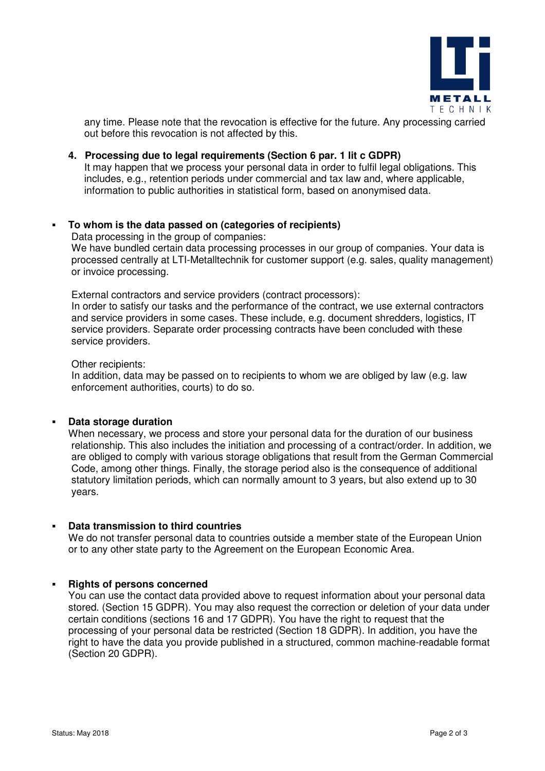any time. Please note that the revocation is effective for the future. Any processing carried out before this revocation is not affected by this.

4. **Processing due to legal requirements (Section 6 par. 1 lit c GDPR)**
   It may happen that we process your personal data in order to fulfil legal obligations. This includes, e.g., retention periods under commercial and tax law and, where applicable, information to public authorities in statistical form, based on anonymised data.

- **To whom is the data passed on (categories of recipients)**

  Data processing in the group of companies:
  We have bundled certain data processing processes in our group of companies. Your data is processed centrally at LTI-Metalltechnik for customer support (e.g. sales, quality management) or invoice processing.

  External contractors and service providers (contract processors):
  In order to satisfy our tasks and the performance of the contract, we use external contractors and service providers in some cases. These include, e.g. document shredders, logistics, IT service providers. Separate order processing contracts have been concluded with these service providers.

  Other recipients:
  In addition, data may be passed on to recipients to whom we are obliged by law (e.g. law enforcement authorities, courts) to do so.

- **Data storage duration**

  When necessary, we process and store your personal data for the duration of our business relationship. This also includes the initiation and processing of a contract/order. In addition, we are obliged to comply with various storage obligations that result from the German Commercial Code, among other things. Finally, the storage period also is the consequence of additional statutory limitation periods, which can normally amount to 3 years, but also extend up to 30 years.

- **Data transmission to third countries**

  We do not transfer personal data to countries outside a member state of the European Union or to any other state party to the Agreement on the European Economic Area.

- **Rights of persons concerned**

  You can use the contact data provided above to request information about your personal data stored. (Section 15 GDPR). You may also request the correction or deletion of your data under certain conditions (sections 16 and 17 GDPR). You have the right to request that the processing of your personal data be restricted (Section 18 GDPR). In addition, you have the right to have the data you provide published in a structured, common machine-readable format (Section 20 GDPR).

Status: May 2018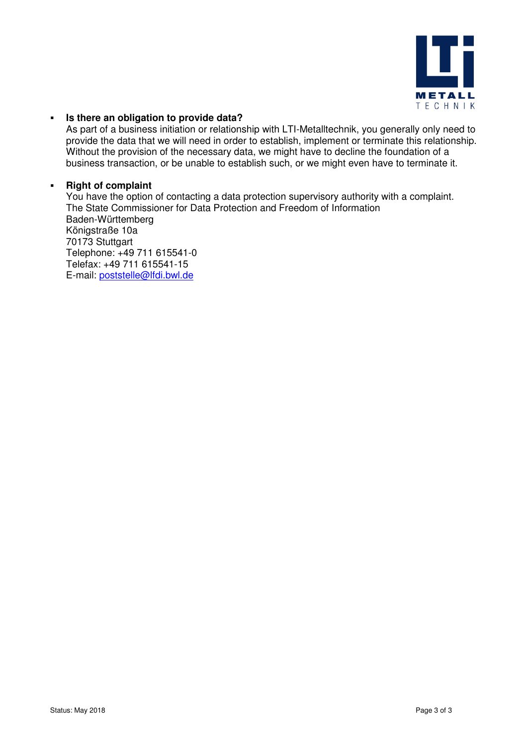- **Is there an obligation to provide data?**
  As part of a business initiation or relationship with LTI-Metalltechnik, you generally only need to provide the data that we will need in order to establish, implement or terminate this relationship. Without the provision of the necessary data, we might have to decline the foundation of a business transaction, or be unable to establish such, or we might even have to terminate it.

- **Right of complaint**
  You have the option of contacting a data protection supervisory authority with a complaint.
  The State Commissioner for Data Protection and Freedom of Information
  Baden-Württemberg
  Königstraße 10a
  70173 Stuttgart
  Telephone: +49 711 615541-0
  Telefax: +49 711 615541-15
  E-mail: poststelle@lfdi.bwl.de

Status: May 2018